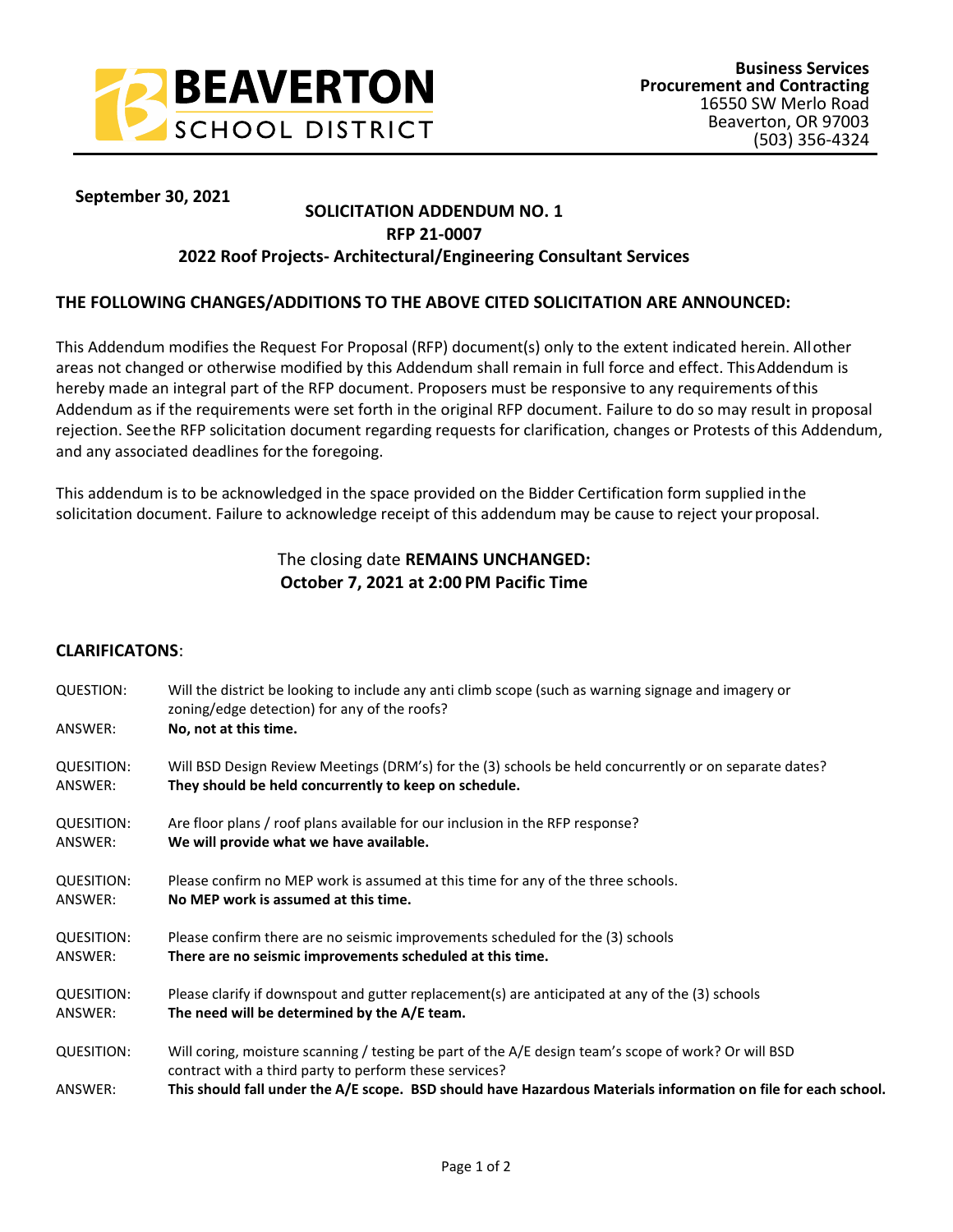BEAVERTON SCHOOL DISTRICT

**Business Services**
**Procurement and Contracting**
16550 SW Merlo Road
Beaverton, OR 97003
(503) 356-4324

**September 30, 2021**

**SOLICITATION ADDENDUM NO. 1**
**RFP 21-0007**
**2022 Roof Projects- Architectural/Engineering Consultant Services**

## THE FOLLOWING CHANGES/ADDITIONS TO THE ABOVE CITED SOLICITATION ARE ANNOUNCED:

This Addendum modifies the Request For Proposal (RFP) document(s) only to the extent indicated herein. All other areas not changed or otherwise modified by this Addendum shall remain in full force and effect. This Addendum is hereby made an integral part of the RFP document. Proposers must be responsive to any requirements of this Addendum as if the requirements were set forth in the original RFP document. Failure to do so may result in proposal rejection. See the RFP solicitation document regarding requests for clarification, changes or Protests of this Addendum, and any associated deadlines for the foregoing.

This addendum is to be acknowledged in the space provided on the Bidder Certification form supplied in the solicitation document. Failure to acknowledge receipt of this addendum may be cause to reject your proposal.

The closing date **REMAINS UNCHANGED:**
**October 7, 2021 at 2:00 PM Pacific Time**

## CLARIFICATONS:

QUESTION: Will the district be looking to include any anti climb scope (such as warning signage and imagery or zoning/edge detection) for any of the roofs?
ANSWER: **No, not at this time.**

QUESITION: Will BSD Design Review Meetings (DRM's) for the (3) schools be held concurrently or on separate dates?
ANSWER: **They should be held concurrently to keep on schedule.**

QUESITION: Are floor plans / roof plans available for our inclusion in the RFP response?
ANSWER: **We will provide what we have available.**

QUESITION: Please confirm no MEP work is assumed at this time for any of the three schools.
ANSWER: **No MEP work is assumed at this time.**

QUESITION: Please confirm there are no seismic improvements scheduled for the (3) schools
ANSWER: **There are no seismic improvements scheduled at this time.**

QUESITION: Please clarify if downspout and gutter replacement(s) are anticipated at any of the (3) schools
ANSWER: **The need will be determined by the A/E team.**

QUESITION: Will coring, moisture scanning / testing be part of the A/E design team's scope of work? Or will BSD contract with a third party to perform these services?
ANSWER: **This should fall under the A/E scope. BSD should have Hazardous Materials information on file for each school.**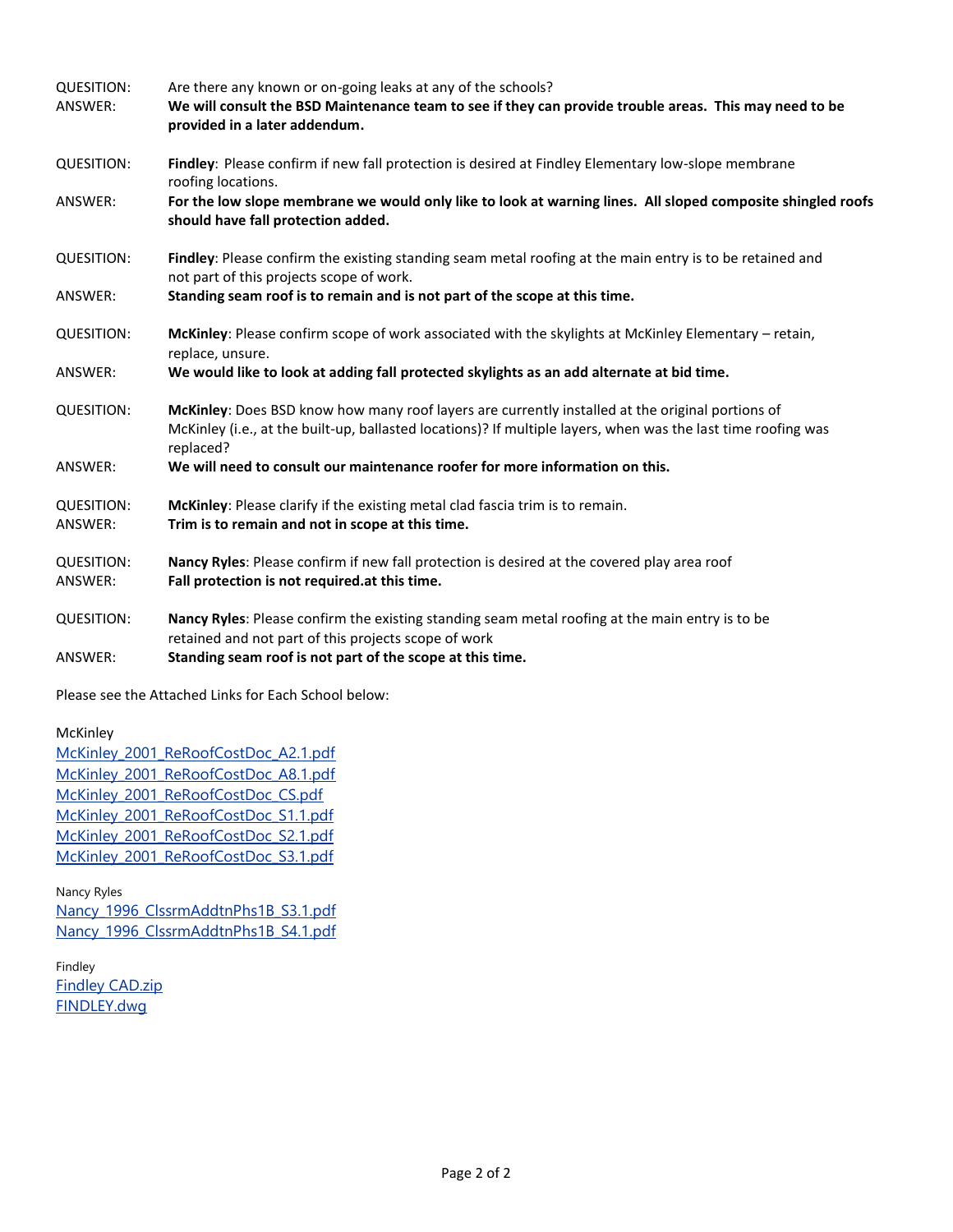QUISITION: Are there any known or on-going leaks at any of the schools?
ANSWER: **We will consult the BSD Maintenance team to see if they can provide trouble areas. This may need to be provided in a later addendum.**

QUESTION: **Findley**: Please confirm if new fall protection is desired at Findley Elementary low-slope membrane roofing locations.
ANSWER: **For the low slope membrane we would only like to look at warning lines. All sloped composite shingled roofs should have fall protection added.**

QUESTION: **Findley**: Please confirm the existing standing seam metal roofing at the main entry is to be retained and not part of this projects scope of work.
ANSWER: **Standing seam roof is to remain and is not part of the scope at this time.**

QUESTION: **McKinley**: Please confirm scope of work associated with the skylights at McKinley Elementary – retain, replace, unsure.
ANSWER: **We would like to look at adding fall protected skylights as an add alternate at bid time.**

QUESTION: **McKinley**: Does BSD know how many roof layers are currently installed at the original portions of McKinley (i.e., at the built-up, ballasted locations)? If multiple layers, when was the last time roofing was replaced?
ANSWER: **We will need to consult our maintenance roofer for more information on this.**

QUESTION: **McKinley**: Please clarify if the existing metal clad fascia trim is to remain.
ANSWER: **Trim is to remain and not in scope at this time.**

QUESTION: **Nancy Ryles**: Please confirm if new fall protection is desired at the covered play area roof
ANSWER: **Fall protection is not required.at this time.**

QUESTION: **Nancy Ryles**: Please confirm the existing standing seam metal roofing at the main entry is to be retained and not part of this projects scope of work
ANSWER: **Standing seam roof is not part of the scope at this time.**

Please see the Attached Links for Each School below:

McKinley
McKinley_2001_ReRoofCostDoc_A2.1.pdf
McKinley_2001_ReRoofCostDoc_A8.1.pdf
McKinley_2001_ReRoofCostDoc_CS.pdf
McKinley_2001_ReRoofCostDoc_S1.1.pdf
McKinley_2001_ReRoofCostDoc_S2.1.pdf
McKinley_2001_ReRoofCostDoc_S3.1.pdf

Nancy Ryles
Nancy_1996_ClssrmAddtnPhs1B_S3.1.pdf
Nancy_1996_ClssrmAddtnPhs1B_S4.1.pdf

Findley
Findley CAD.zip
FINDLEY.dwg